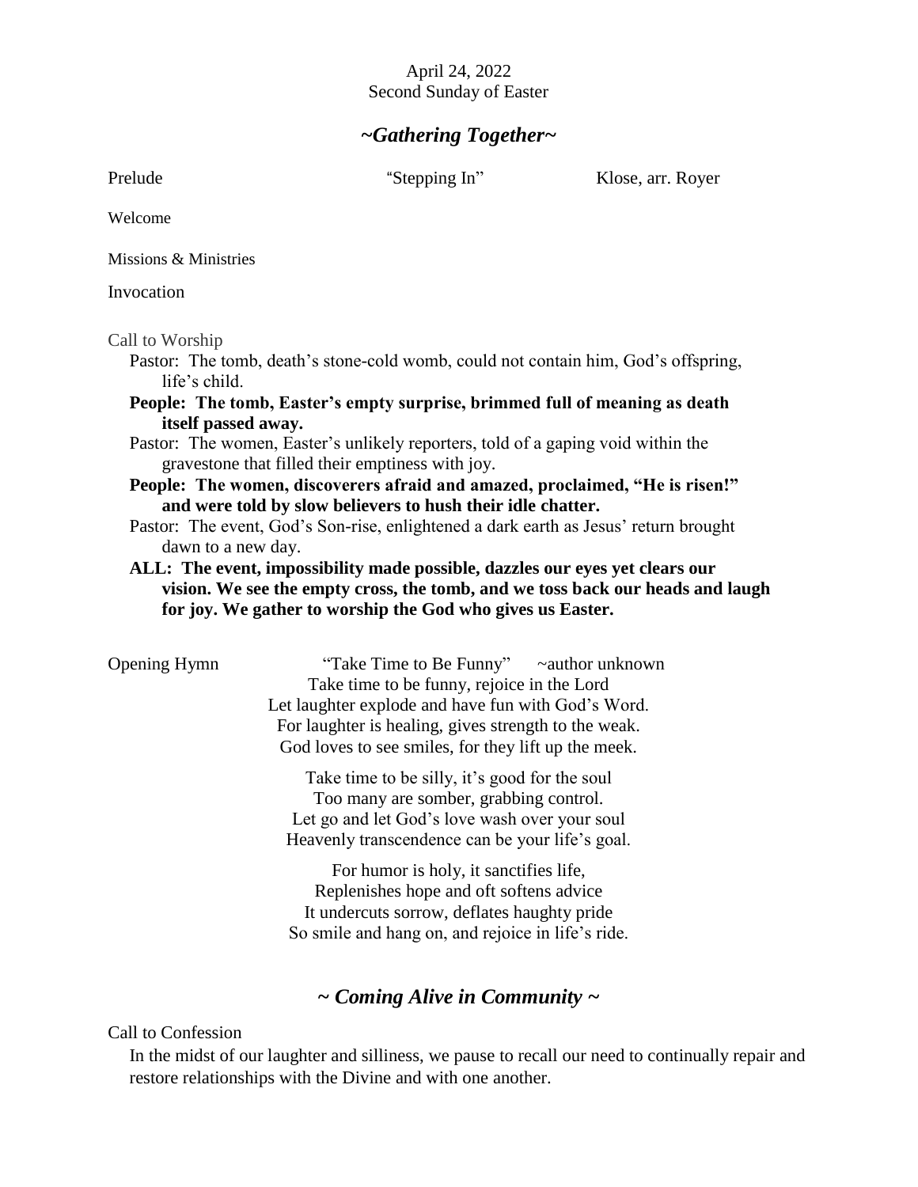April 24, 2022
Second Sunday of Easter

## *~Gathering Together~*

Prelude "Stepping In" Klose, arr. Royer

Welcome

Missions & Ministries

Invocation

Call to Worship

Pastor: The tomb, death's stone-cold womb, could not contain him, God's offspring, life's child.

**People: The tomb, Easter's empty surprise, brimmed full of meaning as death itself passed away.**

Pastor: The women, Easter's unlikely reporters, told of a gaping void within the gravestone that filled their emptiness with joy.

**People: The women, discoverers afraid and amazed, proclaimed, "He is risen!" and were told by slow believers to hush their idle chatter.**

Pastor: The event, God's Son-rise, enlightened a dark earth as Jesus' return brought dawn to a new day.

**ALL: The event, impossibility made possible, dazzles our eyes yet clears our vision. We see the empty cross, the tomb, and we toss back our heads and laugh for joy. We gather to worship the God who gives us Easter.**

Opening Hymn "Take Time to Be Funny" ~author unknown

Take time to be funny, rejoice in the Lord
Let laughter explode and have fun with God's Word.
For laughter is healing, gives strength to the weak.
God loves to see smiles, for they lift up the meek.

Take time to be silly, it's good for the soul
Too many are somber, grabbing control.
Let go and let God's love wash over your soul
Heavenly transcendence can be your life's goal.

For humor is holy, it sanctifies life,
Replenishes hope and oft softens advice
It undercuts sorrow, deflates haughty pride
So smile and hang on, and rejoice in life's ride.

## *~ Coming Alive in Community ~*

Call to Confession

In the midst of our laughter and silliness, we pause to recall our need to continually repair and restore relationships with the Divine and with one another.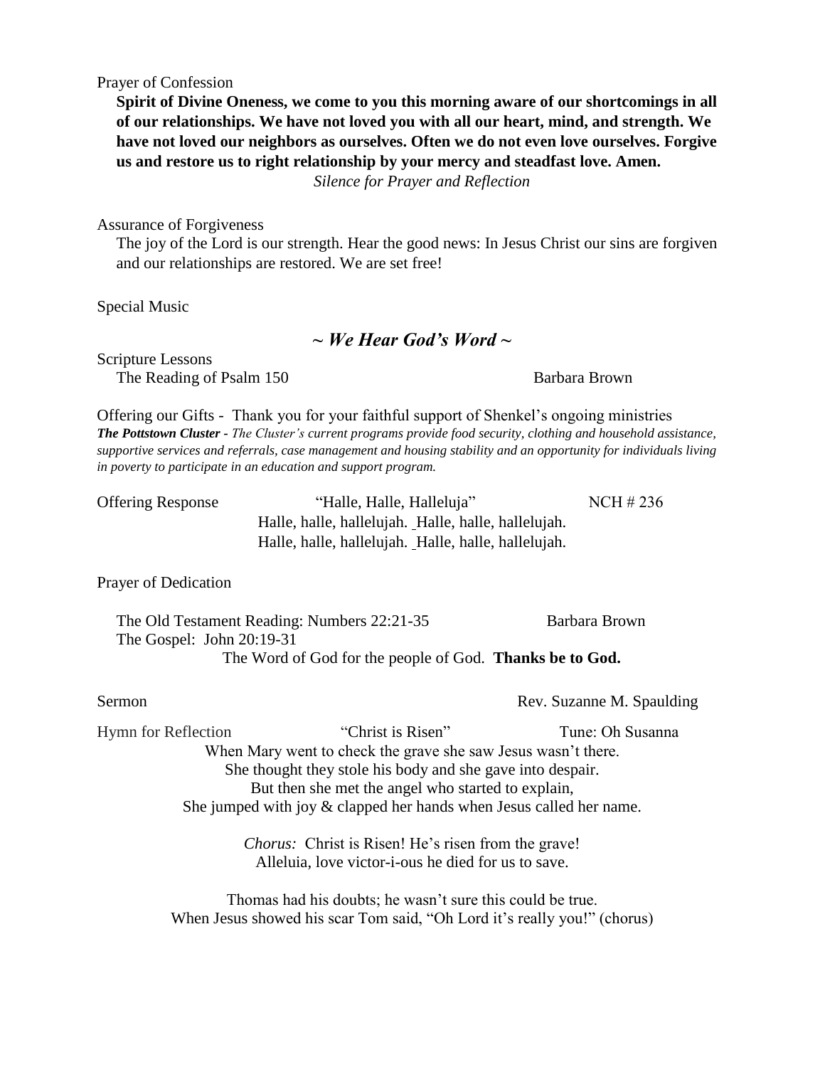Prayer of Confession

**Spirit of Divine Oneness, we come to you this morning aware of our shortcomings in all of our relationships. We have not loved you with all our heart, mind, and strength. We have not loved our neighbors as ourselves. Often we do not even love ourselves. Forgive us and restore us to right relationship by your mercy and steadfast love. Amen.**

*Silence for Prayer and Reflection*

Assurance of Forgiveness

The joy of the Lord is our strength. Hear the good news: In Jesus Christ our sins are forgiven and our relationships are restored. We are set free!

Special Music

## *~ We Hear God's Word ~*

Scripture Lessons

The Reading of Psalm 150 — Barbara Brown

Offering our Gifts - Thank you for your faithful support of Shenkel's ongoing ministries

***The Pottstown Cluster*** *- The Cluster's current programs provide food security, clothing and household assistance, supportive services and referrals, case management and housing stability and an opportunity for individuals living in poverty to participate in an education and support program.*

Offering Response — "Halle, Halle, Halleluja" — NCH # 236

Halle, halle, hallelujah. Halle, halle, hallelujah.
Halle, halle, hallelujah. Halle, halle, hallelujah.

Prayer of Dedication

The Old Testament Reading: Numbers 22:21-35 — Barbara Brown

The Gospel: John 20:19-31

The Word of God for the people of God. **Thanks be to God.**

Sermon — Rev. Suzanne M. Spaulding

Hymn for Reflection — "Christ is Risen" — Tune: Oh Susanna

When Mary went to check the grave she saw Jesus wasn't there.
She thought they stole his body and she gave into despair.
But then she met the angel who started to explain,
She jumped with joy & clapped her hands when Jesus called her name.

*Chorus:* Christ is Risen! He's risen from the grave!
Alleluia, love victor-i-ous he died for us to save.

Thomas had his doubts; he wasn't sure this could be true.
When Jesus showed his scar Tom said, "Oh Lord it's really you!" (chorus)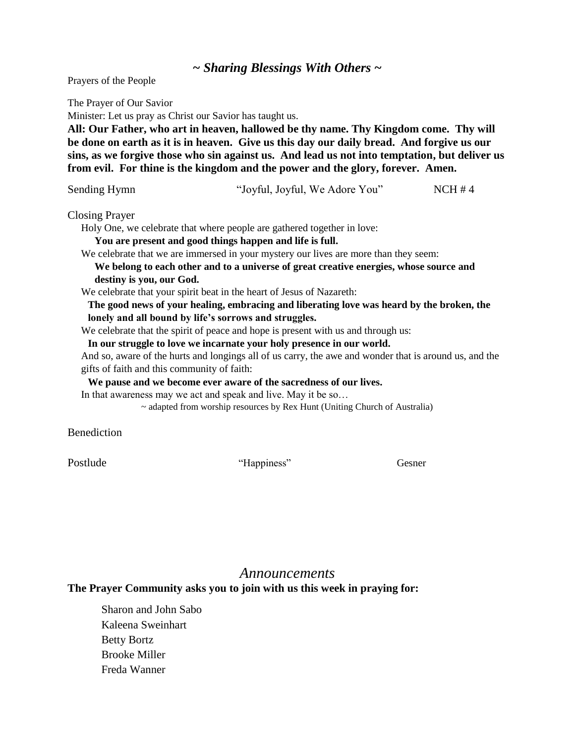## *~ Sharing Blessings With Others ~*

Prayers of the People

The Prayer of Our Savior

Minister: Let us pray as Christ our Savior has taught us.

**All: Our Father, who art in heaven, hallowed be thy name. Thy Kingdom come. Thy will be done on earth as it is in heaven. Give us this day our daily bread. And forgive us our sins, as we forgive those who sin against us. And lead us not into temptation, but deliver us from evil. For thine is the kingdom and the power and the glory, forever. Amen.**

Sending Hymn "Joyful, Joyful, We Adore You" NCH # 4

Closing Prayer

Holy One, we celebrate that where people are gathered together in love:

**You are present and good things happen and life is full.**

We celebrate that we are immersed in your mystery our lives are more than they seem:

**We belong to each other and to a universe of great creative energies, whose source and destiny is you, our God.**

We celebrate that your spirit beat in the heart of Jesus of Nazareth:

**The good news of your healing, embracing and liberating love was heard by the broken, the lonely and all bound by life's sorrows and struggles.**

We celebrate that the spirit of peace and hope is present with us and through us:

**In our struggle to love we incarnate your holy presence in our world.**

And so, aware of the hurts and longings all of us carry, the awe and wonder that is around us, and the gifts of faith and this community of faith:

**We pause and we become ever aware of the sacredness of our lives.**

In that awareness may we act and speak and live. May it be so…

~ adapted from worship resources by Rex Hunt (Uniting Church of Australia)

Benediction

Postlude "Happiness" Gesner

## *Announcements*

**The Prayer Community asks you to join with us this week in praying for:**

Sharon and John Sabo
Kaleena Sweinhart
Betty Bortz
Brooke Miller
Freda Wanner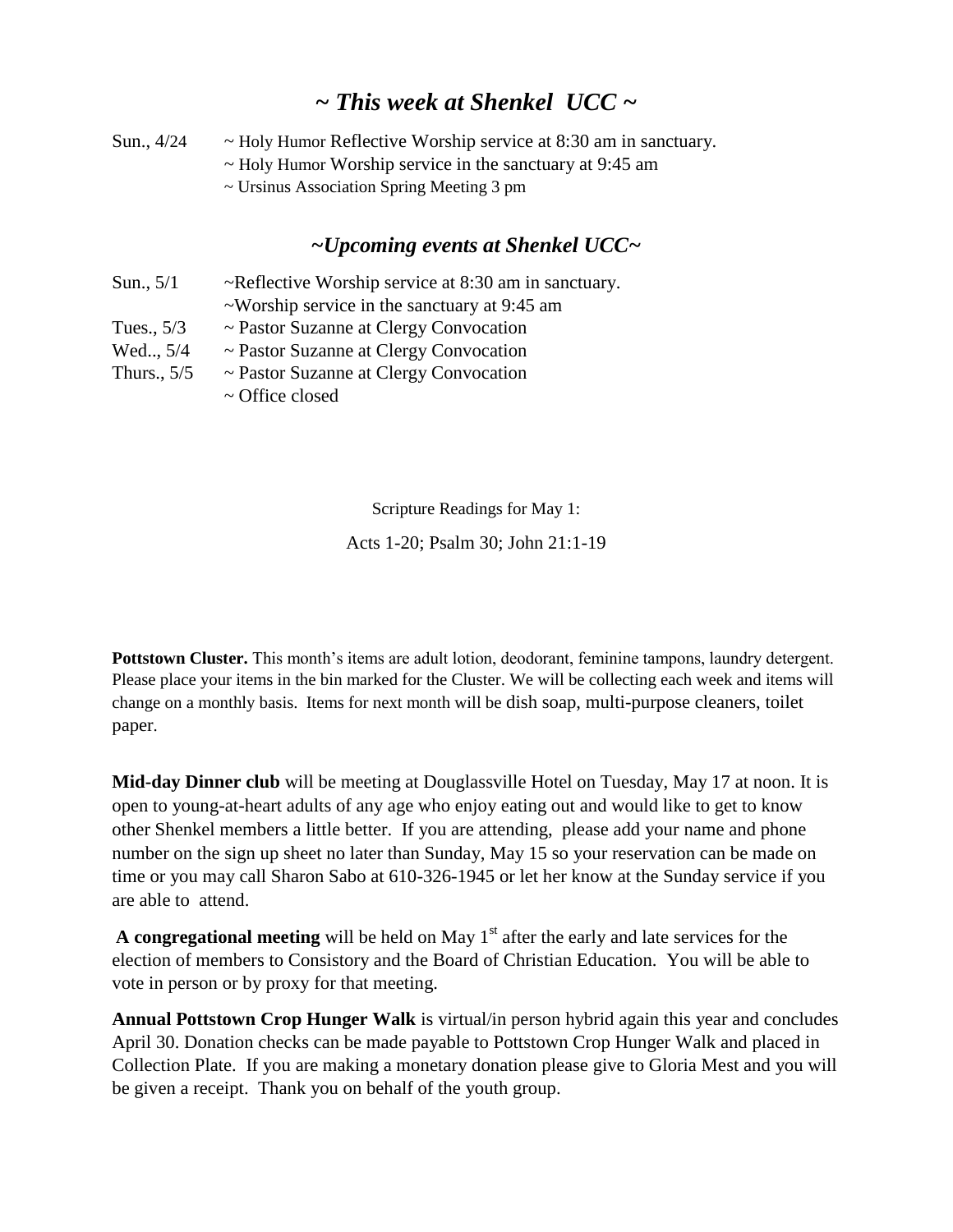## *~ This week at Shenkel UCC ~*

| | |
|---|---|
| Sun., 4/24 | ~ Holy Humor Reflective Worship service at 8:30 am in sanctuary. |
| | ~ Holy Humor Worship service in the sanctuary at 9:45 am |
| | ~ Ursinus Association Spring Meeting 3 pm |

## *~Upcoming events at Shenkel UCC~*

| | |
|---|---|
| Sun., 5/1 | ~Reflective Worship service at 8:30 am in sanctuary. |
| | ~Worship service in the sanctuary at 9:45 am |
| Tues., 5/3 | ~ Pastor Suzanne at Clergy Convocation |
| Wed.., 5/4 | ~ Pastor Suzanne at Clergy Convocation |
| Thurs., 5/5 | ~ Pastor Suzanne at Clergy Convocation |
| | ~ Office closed |

Scripture Readings for May 1:

Acts 1-20; Psalm 30; John 21:1-19

**Pottstown Cluster.** This month's items are adult lotion, deodorant, feminine tampons, laundry detergent. Please place your items in the bin marked for the Cluster. We will be collecting each week and items will change on a monthly basis. Items for next month will be dish soap, multi-purpose cleaners, toilet paper.

**Mid-day Dinner club** will be meeting at Douglassville Hotel on Tuesday, May 17 at noon. It is open to young-at-heart adults of any age who enjoy eating out and would like to get to know other Shenkel members a little better. If you are attending, please add your name and phone number on the sign up sheet no later than Sunday, May 15 so your reservation can be made on time or you may call Sharon Sabo at 610-326-1945 or let her know at the Sunday service if you are able to attend.

**A congregational meeting** will be held on May 1st after the early and late services for the election of members to Consistory and the Board of Christian Education. You will be able to vote in person or by proxy for that meeting.

**Annual Pottstown Crop Hunger Walk** is virtual/in person hybrid again this year and concludes April 30. Donation checks can be made payable to Pottstown Crop Hunger Walk and placed in Collection Plate. If you are making a monetary donation please give to Gloria Mest and you will be given a receipt. Thank you on behalf of the youth group.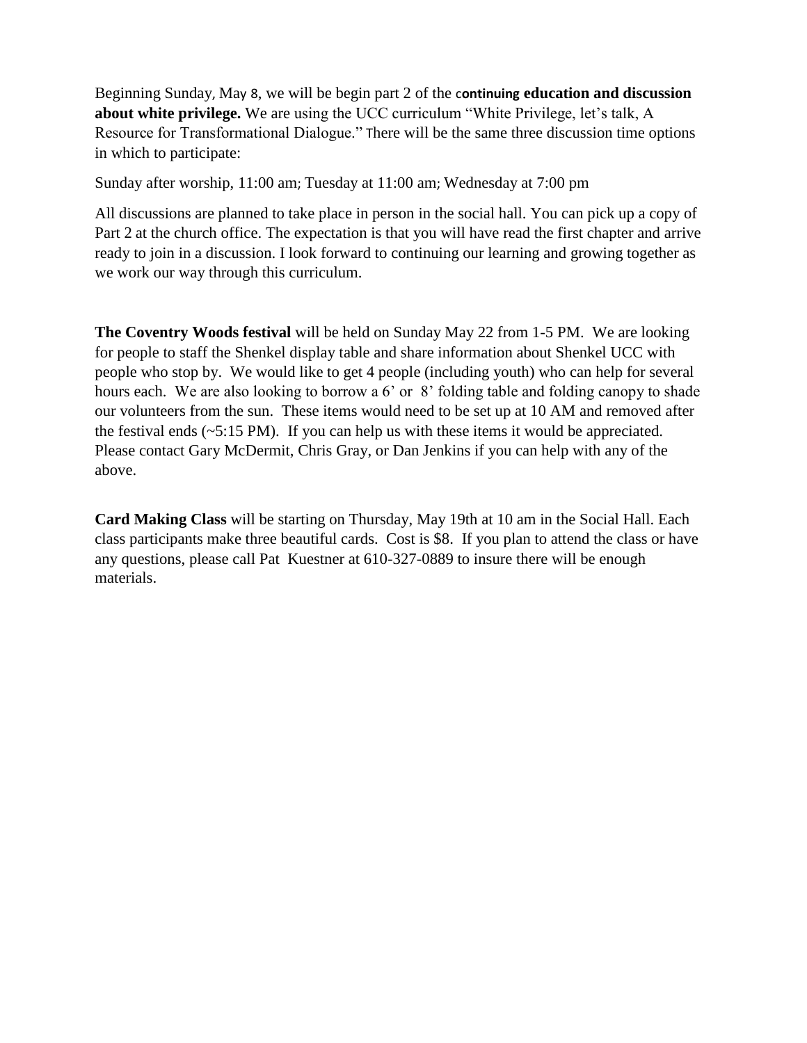Beginning Sunday, May 8, we will be begin part 2 of the **continuing education and discussion about white privilege.** We are using the UCC curriculum "White Privilege, let's talk, A Resource for Transformational Dialogue." There will be the same three discussion time options in which to participate:

Sunday after worship, 11:00 am; Tuesday at 11:00 am; Wednesday at 7:00 pm

All discussions are planned to take place in person in the social hall. You can pick up a copy of Part 2 at the church office. The expectation is that you will have read the first chapter and arrive ready to join in a discussion. I look forward to continuing our learning and growing together as we work our way through this curriculum.

**The Coventry Woods festival** will be held on Sunday May 22 from 1-5 PM. We are looking for people to staff the Shenkel display table and share information about Shenkel UCC with people who stop by. We would like to get 4 people (including youth) who can help for several hours each. We are also looking to borrow a 6' or 8' folding table and folding canopy to shade our volunteers from the sun. These items would need to be set up at 10 AM and removed after the festival ends (~5:15 PM). If you can help us with these items it would be appreciated. Please contact Gary McDermit, Chris Gray, or Dan Jenkins if you can help with any of the above.

**Card Making Class** will be starting on Thursday, May 19th at 10 am in the Social Hall. Each class participants make three beautiful cards. Cost is $8. If you plan to attend the class or have any questions, please call Pat Kuestner at 610-327-0889 to insure there will be enough materials.